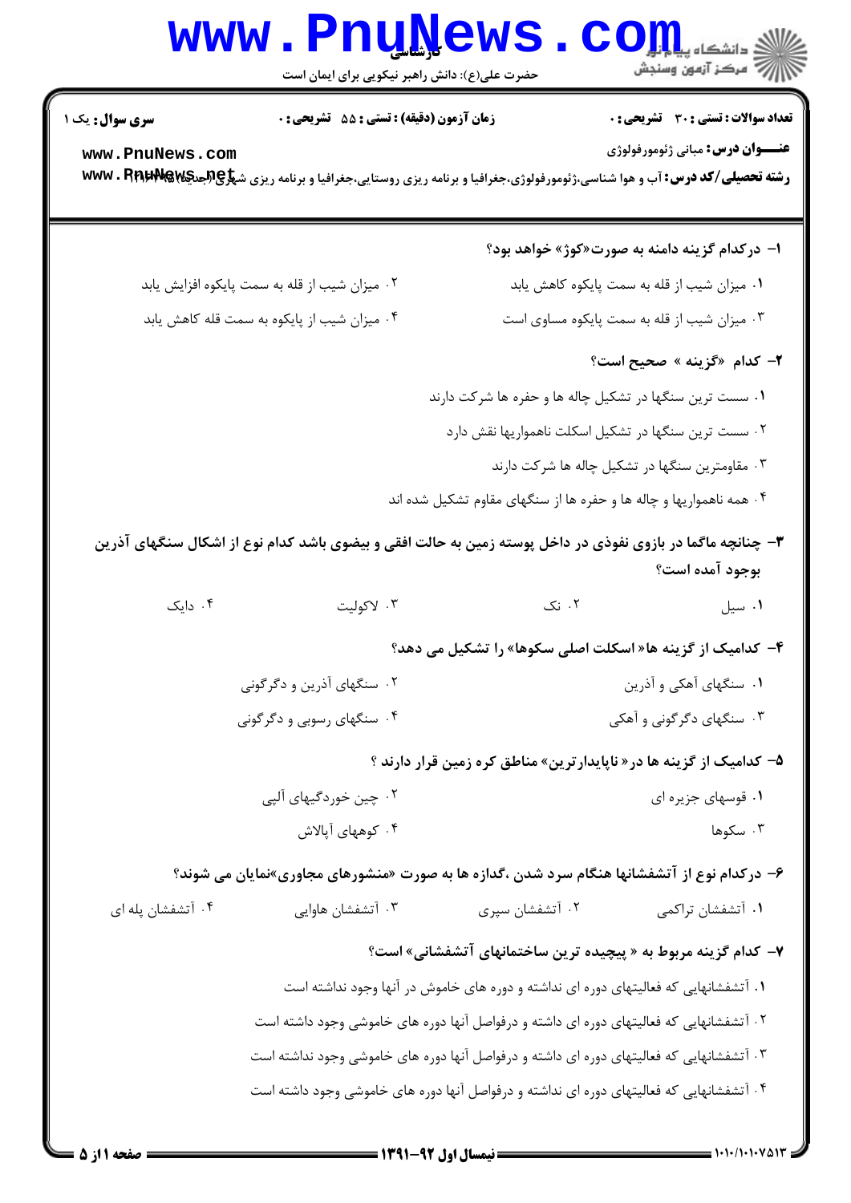**سری سوال:** یک ۱

**زمان آزمون (دقیقه) : تستی : ۵۵ تشریحی : ۰**

**تعداد سوالات : تستی : ۳۰ تشریحی : ۰**

**عنـــوان درس:** مبانی ژئومورفولوژی

**رشته تحصیلی/کد درس:** آب و هوا شناسی،ژئومورفولوژی،جغرافیا و برنامه ریزی روستایی،جغرافیا و برنامه ریزی شهری(جدید) ۱۲۱۶۰۰۳

**۱- درکدام گزینه دامنه به صورت«کوژ» خواهد بود؟**

۱. میزان شیب از قله به سمت پایکوه کاهش یابد

۲. میزان شیب از قله به سمت پایکوه افزایش یابد

۳. میزان شیب از قله به سمت پایکوه مساوی است

۴. میزان شیب از پایکوه به سمت قله کاهش یابد

**۲- کدام «گزینه » صحیح است؟**

۱. سست ترین سنگها در تشکیل چاله ها و حفره ها شرکت دارند

۲. سست ترین سنگها در تشکیل اسکلت ناهمواریها نقش دارد

۳. مقاومترین سنگها در تشکیل چاله ها شرکت دارند

۴. همه ناهمواریها و چاله ها و حفره ها از سنگهای مقاوم تشکیل شده اند

**۳- چنانچه ماگما در بازوی نفوذی در داخل پوسته زمین به حالت افقی و بیضوی باشد کدام نوع از اشکال سنگهای آذرین بوجود آمده است؟**

۱. سیل

۲. نک

۳. لاکولیت

۴. دایک

**۴- کدامیک از گزینه ها« اسکلت اصلی سکوها» را تشکیل می دهد؟**

۱. سنگهای آهکی و آذرین

۲. سنگهای آذرین و دگرگونی

۳. سنگهای دگرگونی و آهکی

۴. سنگهای رسوبی و دگرگونی

**۵- کدامیک از گزینه ها در« ناپایدارترین» مناطق کره زمین قرار دارند ؟**

۱. قوسهای جزیره ای

۲. چین خوردگیهای آلپی

۳. سکوها

۴. کوههای آپالاش

**۶- درکدام نوع از آتشفشانها هنگام سرد شدن ،گدازه ها به صورت «منشورهای مجاوری»نمایان می شوند؟**

۱. آتشفشان تراکمی

۲. آتشفشان سپری

۳. آتشفشان هاوایی

۴. آتشفشان پله ای

**۷- کدام گزینه مربوط به « پیچیده ترین ساختمانهای آتشفشانی» است؟**

۱. آتشفشانهایی که فعالیتهای دوره ای نداشته و دوره های خاموش در آنها وجود نداشته است

۲. آتشفشانهایی که فعالیتهای دوره ای داشته و درفواصل آنها دوره های خاموشی وجود داشته است

۳. آتشفشانهایی که فعالیتهای دوره ای داشته و درفواصل آنها دوره های خاموشی وجود نداشته است

۴. آتشفشانهایی که فعالیتهای دوره ای نداشته و درفواصل آنها دوره های خاموشی وجود داشته است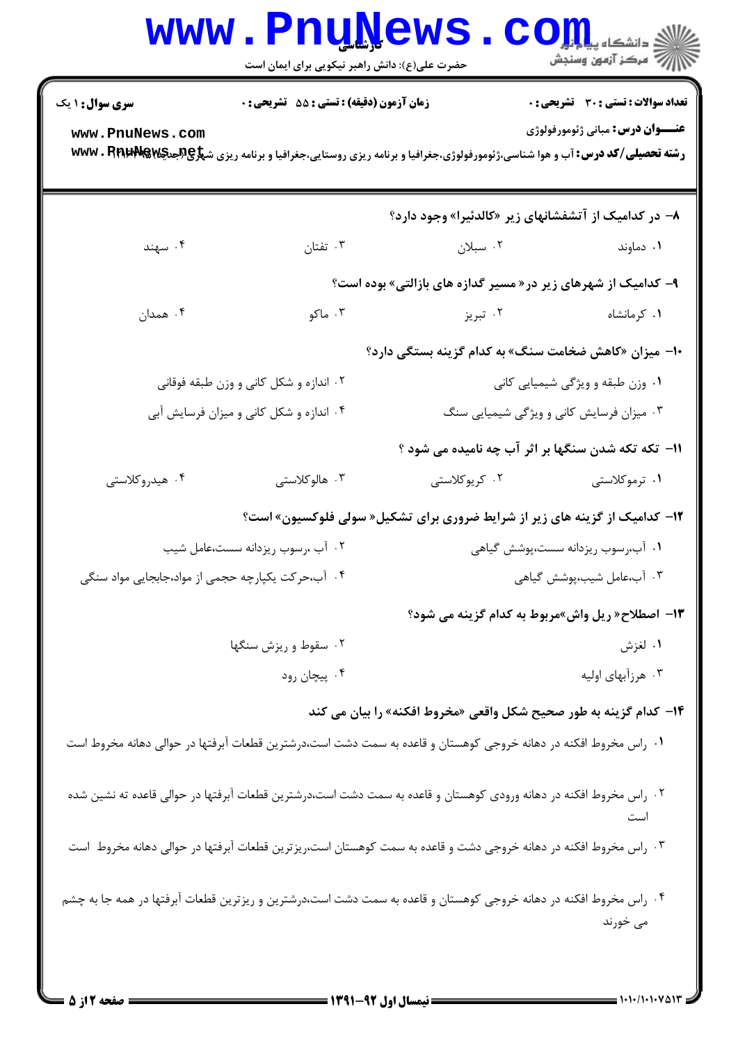۸- در کدامیک از آتشفشانهای زیر «کالدئیرا» وجود دارد؟

۱. دماوند
۲. سبلان
۳. تفتان
۴. سهند

۹- کدامیک از شهرهای زیر در« مسیر گدازه های بازالتی» بوده است؟

۱. کرمانشاه
۲. تبریز
۳. ماکو
۴. همدان

۱۰- میزان «کاهش ضخامت سنگ» به کدام گزینه بستگی دارد؟

۱. وزن طبقه و ویژگی شیمیایی کانی
۲. اندازه و شکل کانی و وزن طبقه فوقانی
۳. میزان فرسایش کانی و ویژگی شیمیایی سنگ
۴. اندازه و شکل کانی و میزان فرسایش آبی

۱۱- تکه تکه شدن سنگها بر اثر آب چه نامیده می شود ؟

۱. ترموکلاستی
۲. کریوکلاستی
۳. هالوکلاستی
۴. هیدروکلاستی

۱۲- کدامیک از گزینه های زیر از شرایط ضروری برای تشکیل« سولی فلوکسیون» است؟

۱. آب،رسوب ریزدانه سست،پوشش گیاهی
۲. آب ،رسوب ریزدانه سست،عامل شیب
۳. آب،عامل شیب،پوشش گیاهی
۴. آب،حرکت یکپارچه حجمی از مواد،جابجایی مواد سنگی

۱۳- اصطلاح« ریل واش»مربوط به کدام گزینه می شود؟

۱. لغزش
۲. سقوط و ریزش سنگها
۳. هرزآبهای اولیه
۴. پیچان رود

۱۴- کدام گزینه به طور صحیح شکل واقعی «مخروط افکنه» را بیان می کند

۱. راس مخروط افکنه در دهانه خروجی کوهستان و قاعده به سمت دشت است،درشترین قطعات آبرفتها در حوالی دهانه مخروط است

۲. راس مخروط افکنه در دهانه ورودی کوهستان و قاعده به سمت دشت است،درشترین قطعات آبرفتها در حوالی قاعده ته نشین شده است

۳. راس مخروط افکنه در دهانه خروجی دشت و قاعده به سمت کوهستان است،ریزترین قطعات آبرفتها در حوالی دهانه مخروط است

۴. راس مخروط افکنه در دهانه خروجی کوهستان و قاعده به سمت دشت است،درشترین و ریزترین قطعات آبرفتها در همه جا به چشم می خورند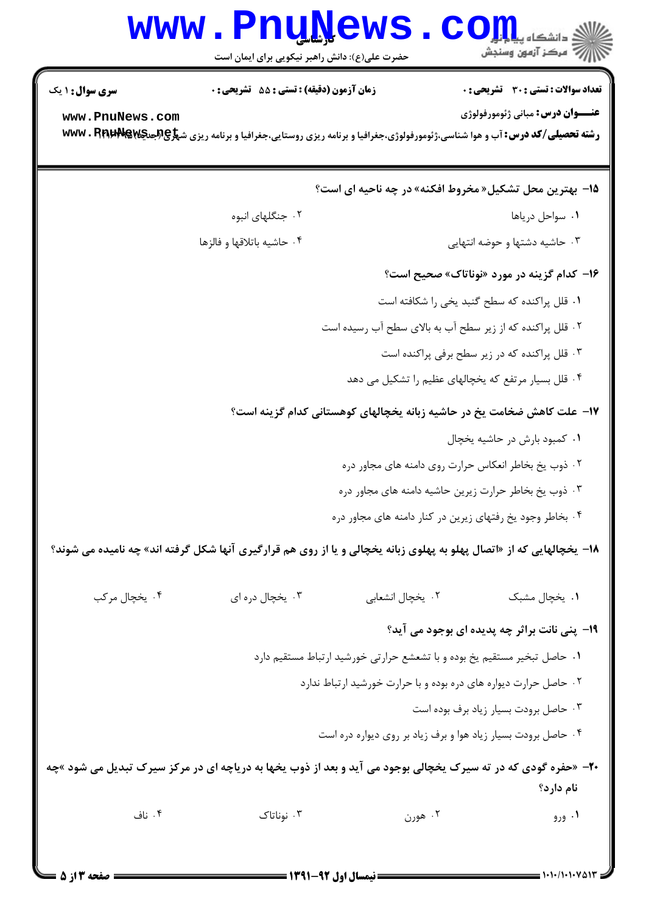**سری سوال:** ۱ یک

**زمان آزمون (دقیقه) : تستی : ۵۵ تشریحی : ۰**

**تعداد سوالات : تستی : ۳۰ تشریحی : ۰**

**عنـــوان درس:** مبانی ژئومورفولوژی

**رشته تحصیلی/کد درس:** آب و هوا شناسی،ژئومورفولوژی،جغرافیا و برنامه ریزی روستایی،جغرافیا و برنامه ریزی شهری(جدید)

**۱۵- بهترین محل تشکیل« مخروط افکنه» در چه ناحیه ای است؟**

۱. سواحل دریاها

۲. جنگلهای انبوه

۳. حاشیه دشتها و حوضه انتهایی

۴. حاشیه باتلاقها و فالزها

**۱۶- کدام گزینه در مورد «نوناتاک» صحیح است؟**

۱. قلل پراکنده که سطح گنبد یخی را شکافته است

۲. قلل پراکنده که از زیر سطح آب به بالای سطح آب رسیده است

۳. قلل پراکنده که در زیر سطح برفی پراکنده است

۴. قلل بسیار مرتفع که یخچالهای عظیم را تشکیل می دهد

**۱۷- علت کاهش ضخامت یخ در حاشیه زبانه یخچالهای کوهستانی کدام گزینه است؟**

۱. کمبود بارش در حاشیه یخچال

۲. ذوب یخ بخاطر انعکاس حرارت روی دامنه های مجاور دره

۳. ذوب یخ بخاطر حرارت زیرین حاشیه دامنه های مجاور دره

۴. بخاطر وجود یخ رفتهای زیرین در کنار دامنه های مجاور دره

**۱۸- یخچالهایی که از «اتصال پهلو به پهلوی زبانه یخچالی و یا از روی هم قرارگیری آنها شکل گرفته اند» چه نامیده می شوند؟**

۱. یخچال مشبک

۲. یخچال انشعابی

۳. یخچال دره ای

۴. یخچال مرکب

**۱۹- پنی نانت براثر چه پدیده ای بوجود می آید؟**

۱. حاصل تبخیر مستقیم یخ بوده و با تشعشع حرارتی خورشید ارتباط مستقیم دارد

۲. حاصل حرارت دیواره های دره بوده و با حرارت خورشید ارتباط ندارد

۳. حاصل برودت بسیار زیاد برف بوده است

۴. حاصل برودت بسیار زیاد هوا و برف زیاد بر روی دیواره دره است

**۲۰- «حفره گودی که در ته سیرک یخچالی بوجود می آید و بعد از ذوب یخها به دریاچه ای در مرکز سیرک تبدیل می شود »چه نام دارد؟**

۱. ورو

۲. هورن

۳. نوناتاک

۴. ناف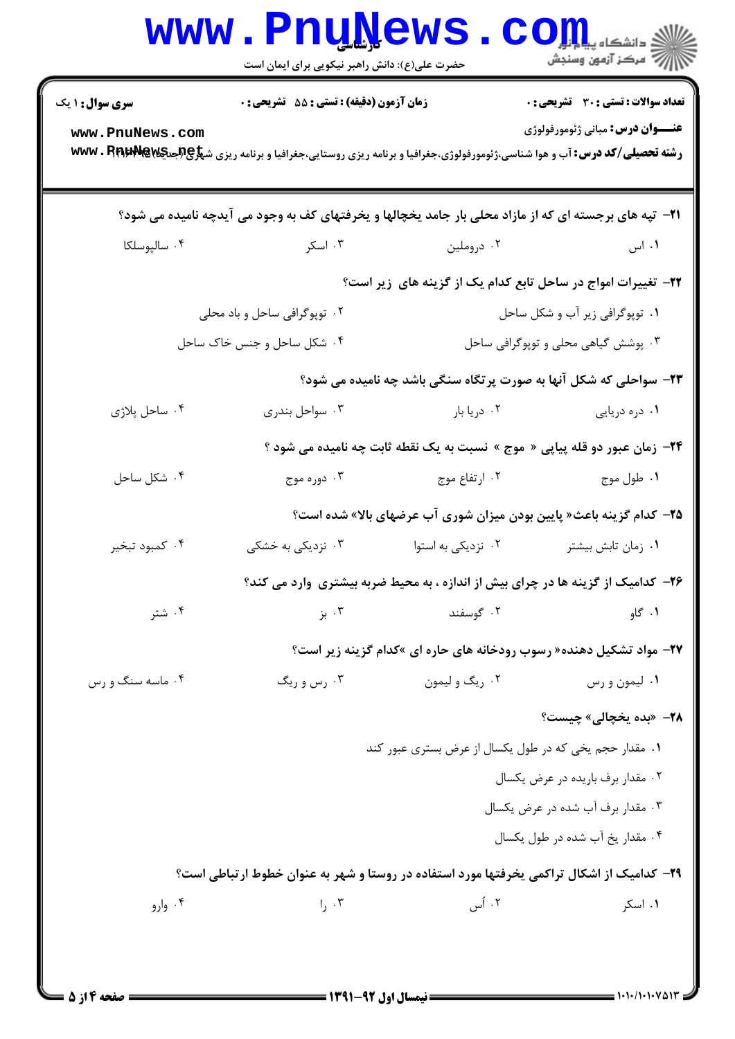**سری سوال:** ۱ یک

**زمان آزمون (دقیقه) : تستی :** ۵۵ **تشریحی :** ۰

**تعداد سوالات : تستی :** ۳۰ **تشریحی :** ۰

**عنـــوان درس:** مبانی ژئومورفولوژی

**رشته تحصیلی/کد درس:** آب و هوا شناسی،ژئومورفولوژی،جغرافیا و برنامه ریزی روستایی،جغرافیا و برنامه ریزی شهری(جدید)

۲۱- تپه های برجسته ای که از مازاد محلی بار جامد یخچالها و یخرفتهای کف به وجود می آیدچه نامیده می شود؟

۱. اس
۲. دروملین
۳. اسکر
۴. سالپوسلکا

۲۲- تغییرات امواج در ساحل تابع کدام یک از گزینه های زیر است؟

۱. توپوگرافی زیر آب و شکل ساحل
۲. توپوگرافی ساحل و باد محلی
۳. پوشش گیاهی محلی و توپوگرافی ساحل
۴. شکل ساحل و جنس خاک ساحل

۲۳- سواحلی که شکل آنها به صورت پرتگاه سنگی باشد چه نامیده می شود؟

۱. دره دریایی
۲. دریا بار
۳. سواحل بندری
۴. ساحل پلاژی

۲۴- زمان عبور دو قله پیاپی « موج » نسبت به یک نقطه ثابت چه نامیده می شود ؟

۱. طول موج
۲. ارتفاع موج
۳. دوره موج
۴. شکل ساحل

۲۵- کدام گزینه باعث« پایین بودن میزان شوری آب عرضهای بالا» شده است؟

۱. زمان تابش بیشتر
۲. نزدیکی به استوا
۳. نزدیکی به خشکی
۴. کمبود تبخیر

۲۶- کدامیک از گزینه ها در چرای بیش از اندازه ، به محیط ضربه بیشتری وارد می کند؟

۱. گاو
۲. گوسفند
۳. بز
۴. شتر

۲۷- مواد تشکیل دهنده« رسوب رودخانه های حاره ای »کدام گزینه زیر است؟

۱. لیمون و رس
۲. ریگ و لیمون
۳. رس و ریگ
۴. ماسه سنگ و رس

۲۸- «بده یخچالی» چیست؟

۱. مقدار حجم یخی که در طول یکسال از عرض بستری عبور کند
۲. مقدار برف باریده در عرض یکسال
۳. مقدار برف آب شده در عرض یکسال
۴. مقدار یخ آب شده در طول یکسال

۲۹- کدامیک از اشکال تراکمی یخرفتها مورد استفاده در روستا و شهر به عنوان خطوط ارتباطی است؟

۱. اسکر
۲. أس
۳. را
۴. وارو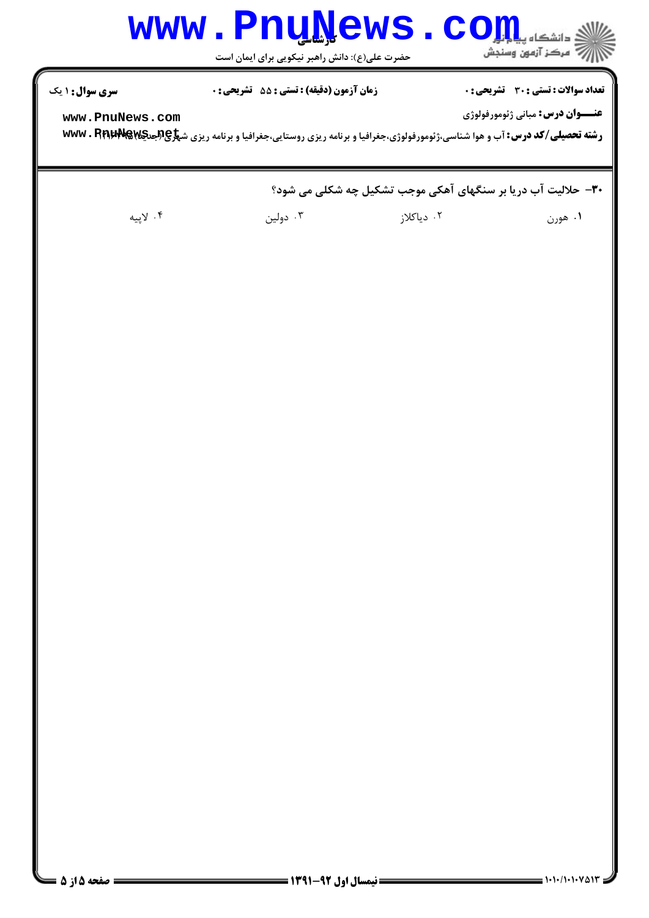۳۰- حلالیت آب دریا بر سنگهای آهکی موجب تشکیل چه شکلی می شود؟

۱. هورن

۲. دیاکلاز

۳. دولین

۴. لاپیه